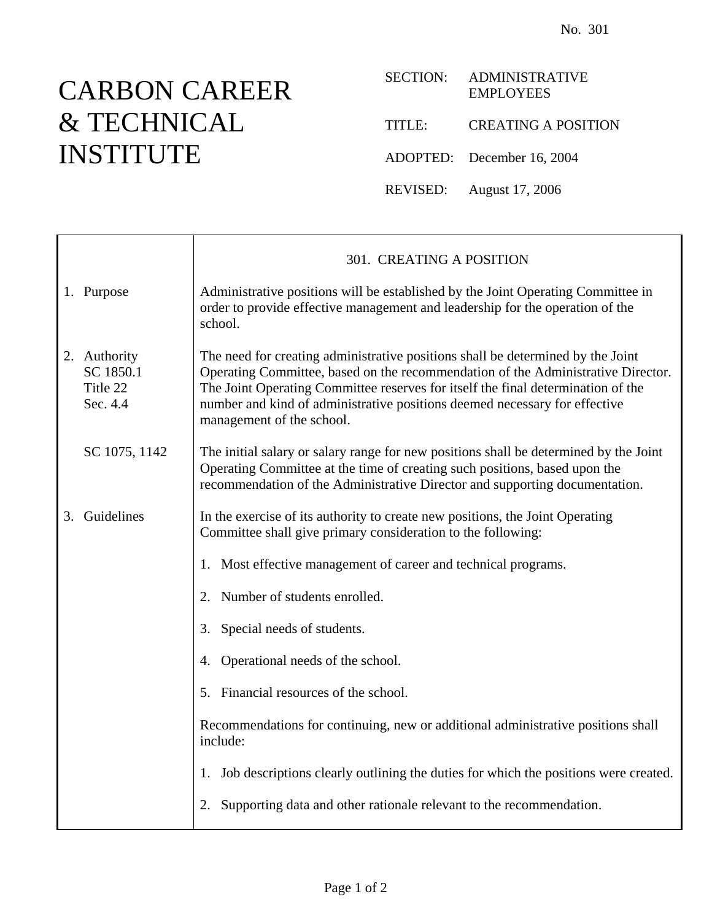No. 301

# CARBON CAREER & TECHNICAL INSTITUTE

SECTION: ADMINISTRATIVE EMPLOYEES

TITLE: CREATING A POSITION

ADOPTED: December 16, 2004

REVISED: August 17, 2006

## 301. CREATING A POSITION

**1. Purpose**

Administrative positions will be established by the Joint Operating Committee in order to provide effective management and leadership for the operation of the school.

**2. Authority**
SC 1850.1
Title 22
Sec. 4.4

The need for creating administrative positions shall be determined by the Joint Operating Committee, based on the recommendation of the Administrative Director. The Joint Operating Committee reserves for itself the final determination of the number and kind of administrative positions deemed necessary for effective management of the school.

SC 1075, 1142

The initial salary or salary range for new positions shall be determined by the Joint Operating Committee at the time of creating such positions, based upon the recommendation of the Administrative Director and supporting documentation.

**3. Guidelines**

In the exercise of its authority to create new positions, the Joint Operating Committee shall give primary consideration to the following:

1. Most effective management of career and technical programs.

2. Number of students enrolled.

3. Special needs of students.

4. Operational needs of the school.

5. Financial resources of the school.

Recommendations for continuing, new or additional administrative positions shall include:

1. Job descriptions clearly outlining the duties for which the positions were created.

2. Supporting data and other rationale relevant to the recommendation.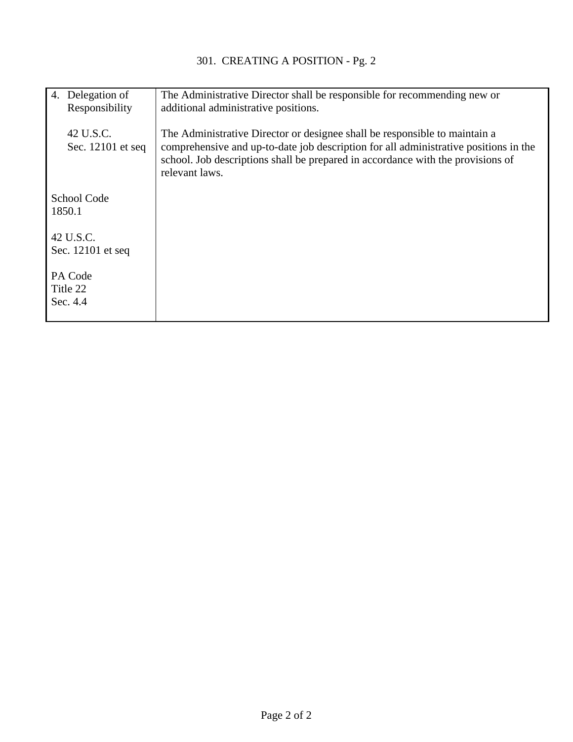301. CREATING A POSITION - Pg. 2

| | |
|---|---|
| 4. Delegation of Responsibility<br><br>42 U.S.C. Sec. 12101 et seq<br><br>School Code 1850.1<br><br>42 U.S.C. Sec. 12101 et seq<br><br>PA Code Title 22 Sec. 4.4 | The Administrative Director shall be responsible for recommending new or additional administrative positions.<br><br>The Administrative Director or designee shall be responsible to maintain a comprehensive and up-to-date job description for all administrative positions in the school. Job descriptions shall be prepared in accordance with the provisions of relevant laws. |